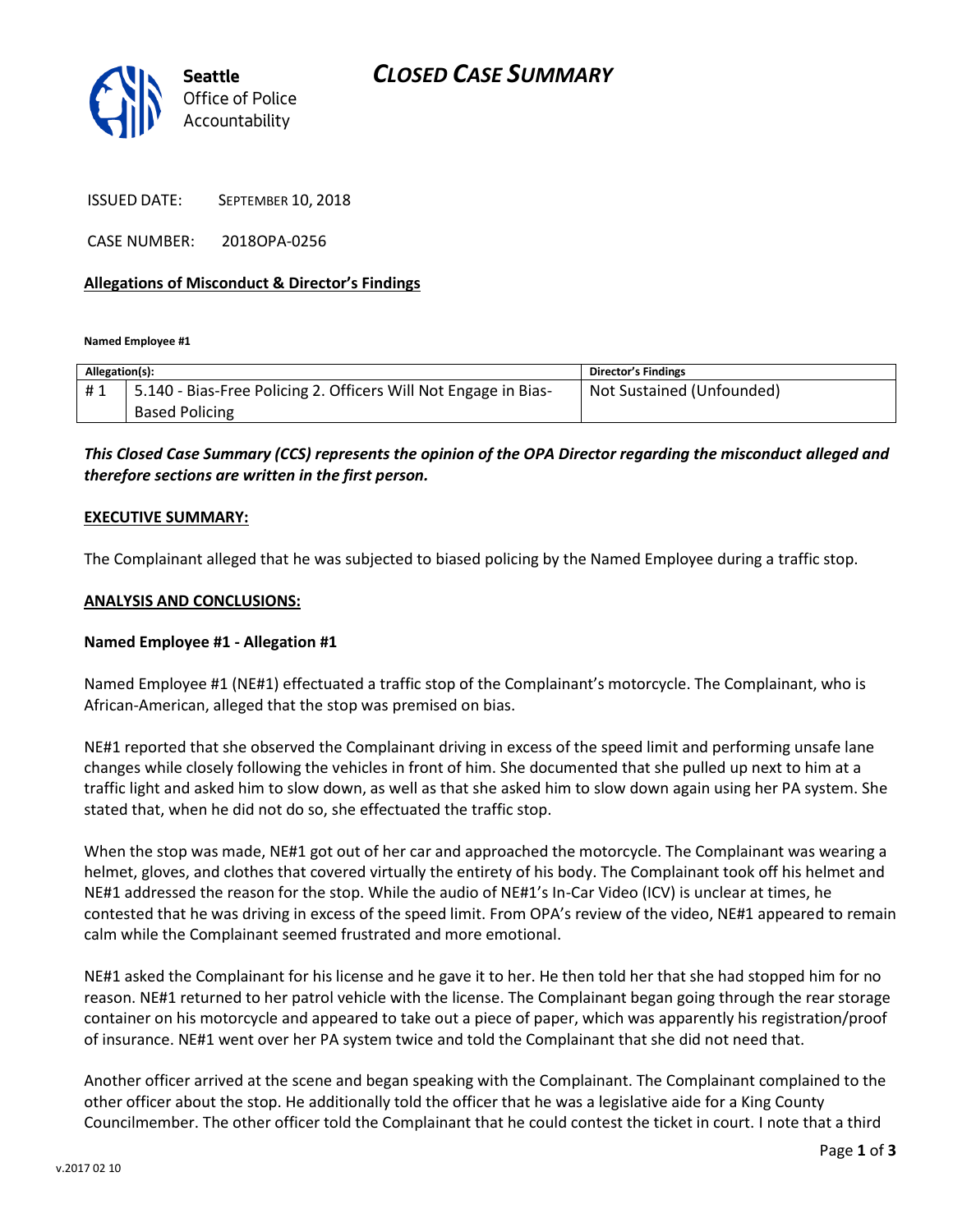Seattle Office of Police Accountability

# CLOSED CASE SUMMARY

ISSUED DATE: SEPTEMBER 10, 2018

CASE NUMBER: 2018OPA-0256

**Allegations of Misconduct & Director's Findings**

**Named Employee #1**

| Allegation(s): | | Director's Findings |
|---|---|---|
| # 1 | 5.140 - Bias-Free Policing 2. Officers Will Not Engage in Bias-Based Policing | Not Sustained (Unfounded) |

***This Closed Case Summary (CCS) represents the opinion of the OPA Director regarding the misconduct alleged and therefore sections are written in the first person.***

**EXECUTIVE SUMMARY:**

The Complainant alleged that he was subjected to biased policing by the Named Employee during a traffic stop.

**ANALYSIS AND CONCLUSIONS:**

**Named Employee #1 - Allegation #1**

Named Employee #1 (NE#1) effectuated a traffic stop of the Complainant's motorcycle. The Complainant, who is African-American, alleged that the stop was premised on bias.

NE#1 reported that she observed the Complainant driving in excess of the speed limit and performing unsafe lane changes while closely following the vehicles in front of him. She documented that she pulled up next to him at a traffic light and asked him to slow down, as well as that she asked him to slow down again using her PA system. She stated that, when he did not do so, she effectuated the traffic stop.

When the stop was made, NE#1 got out of her car and approached the motorcycle. The Complainant was wearing a helmet, gloves, and clothes that covered virtually the entirety of his body. The Complainant took off his helmet and NE#1 addressed the reason for the stop. While the audio of NE#1's In-Car Video (ICV) is unclear at times, he contested that he was driving in excess of the speed limit. From OPA's review of the video, NE#1 appeared to remain calm while the Complainant seemed frustrated and more emotional.

NE#1 asked the Complainant for his license and he gave it to her. He then told her that she had stopped him for no reason. NE#1 returned to her patrol vehicle with the license. The Complainant began going through the rear storage container on his motorcycle and appeared to take out a piece of paper, which was apparently his registration/proof of insurance. NE#1 went over her PA system twice and told the Complainant that she did not need that.

Another officer arrived at the scene and began speaking with the Complainant. The Complainant complained to the other officer about the stop. He additionally told the officer that he was a legislative aide for a King County Councilmember. The other officer told the Complainant that he could contest the ticket in court. I note that a third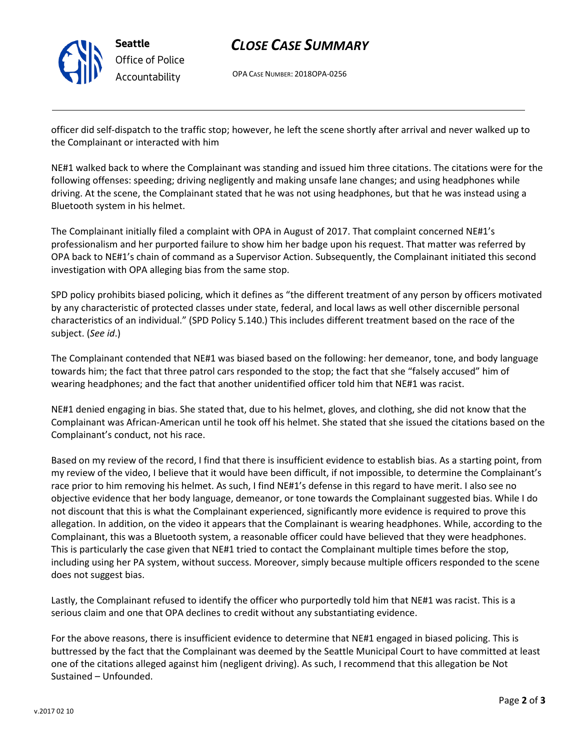officer did self-dispatch to the traffic stop; however, he left the scene shortly after arrival and never walked up to the Complainant or interacted with him

NE#1 walked back to where the Complainant was standing and issued him three citations. The citations were for the following offenses: speeding; driving negligently and making unsafe lane changes; and using headphones while driving. At the scene, the Complainant stated that he was not using headphones, but that he was instead using a Bluetooth system in his helmet.

The Complainant initially filed a complaint with OPA in August of 2017. That complaint concerned NE#1's professionalism and her purported failure to show him her badge upon his request. That matter was referred by OPA back to NE#1's chain of command as a Supervisor Action. Subsequently, the Complainant initiated this second investigation with OPA alleging bias from the same stop.

SPD policy prohibits biased policing, which it defines as "the different treatment of any person by officers motivated by any characteristic of protected classes under state, federal, and local laws as well other discernible personal characteristics of an individual." (SPD Policy 5.140.) This includes different treatment based on the race of the subject. (*See id*.)

The Complainant contended that NE#1 was biased based on the following: her demeanor, tone, and body language towards him; the fact that three patrol cars responded to the stop; the fact that she "falsely accused" him of wearing headphones; and the fact that another unidentified officer told him that NE#1 was racist.

NE#1 denied engaging in bias. She stated that, due to his helmet, gloves, and clothing, she did not know that the Complainant was African-American until he took off his helmet. She stated that she issued the citations based on the Complainant's conduct, not his race.

Based on my review of the record, I find that there is insufficient evidence to establish bias. As a starting point, from my review of the video, I believe that it would have been difficult, if not impossible, to determine the Complainant's race prior to him removing his helmet. As such, I find NE#1's defense in this regard to have merit. I also see no objective evidence that her body language, demeanor, or tone towards the Complainant suggested bias. While I do not discount that this is what the Complainant experienced, significantly more evidence is required to prove this allegation. In addition, on the video it appears that the Complainant is wearing headphones. While, according to the Complainant, this was a Bluetooth system, a reasonable officer could have believed that they were headphones. This is particularly the case given that NE#1 tried to contact the Complainant multiple times before the stop, including using her PA system, without success. Moreover, simply because multiple officers responded to the scene does not suggest bias.

Lastly, the Complainant refused to identify the officer who purportedly told him that NE#1 was racist. This is a serious claim and one that OPA declines to credit without any substantiating evidence.

For the above reasons, there is insufficient evidence to determine that NE#1 engaged in biased policing. This is buttressed by the fact that the Complainant was deemed by the Seattle Municipal Court to have committed at least one of the citations alleged against him (negligent driving). As such, I recommend that this allegation be Not Sustained – Unfounded.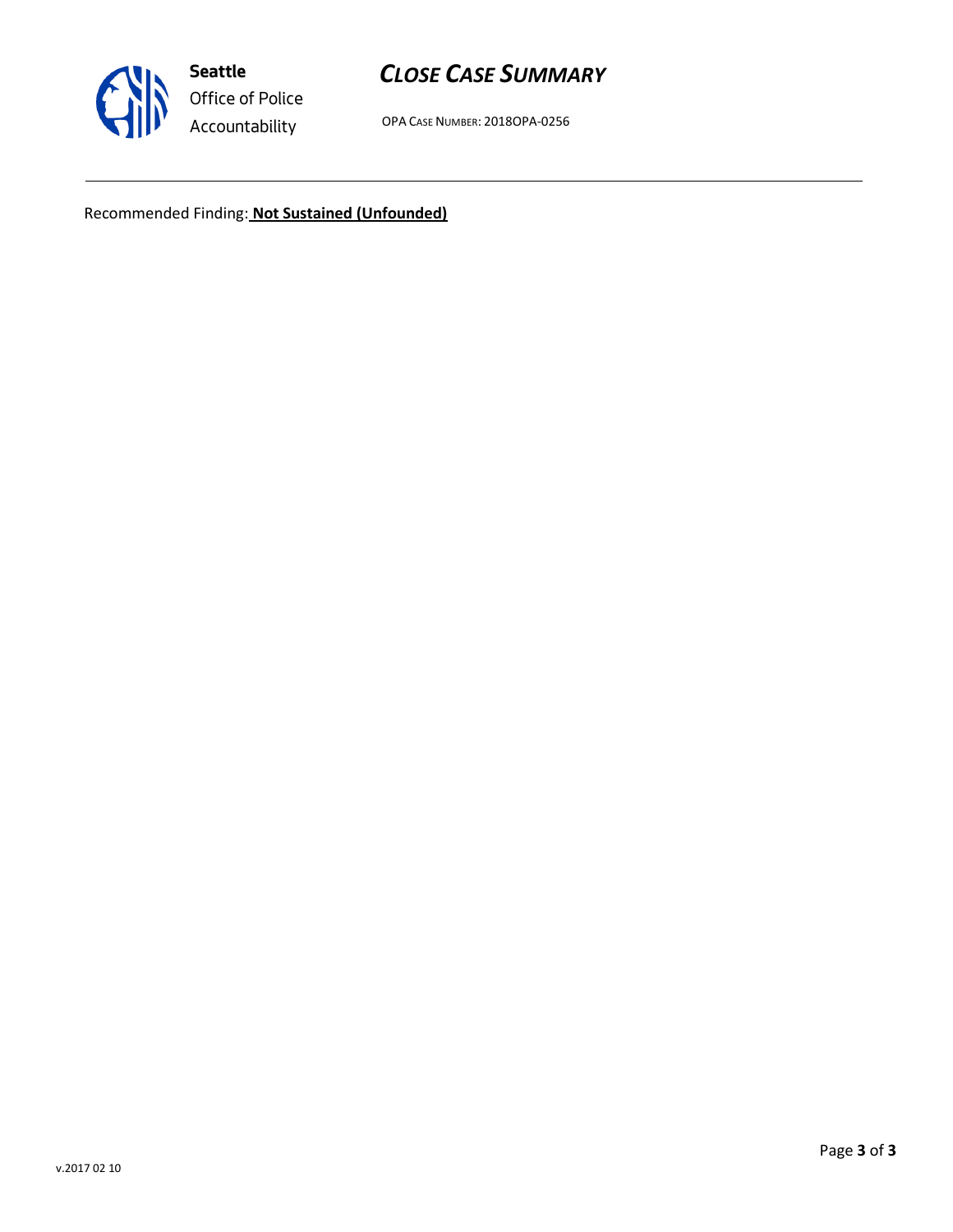Recommended Finding: **Not Sustained (Unfounded)**